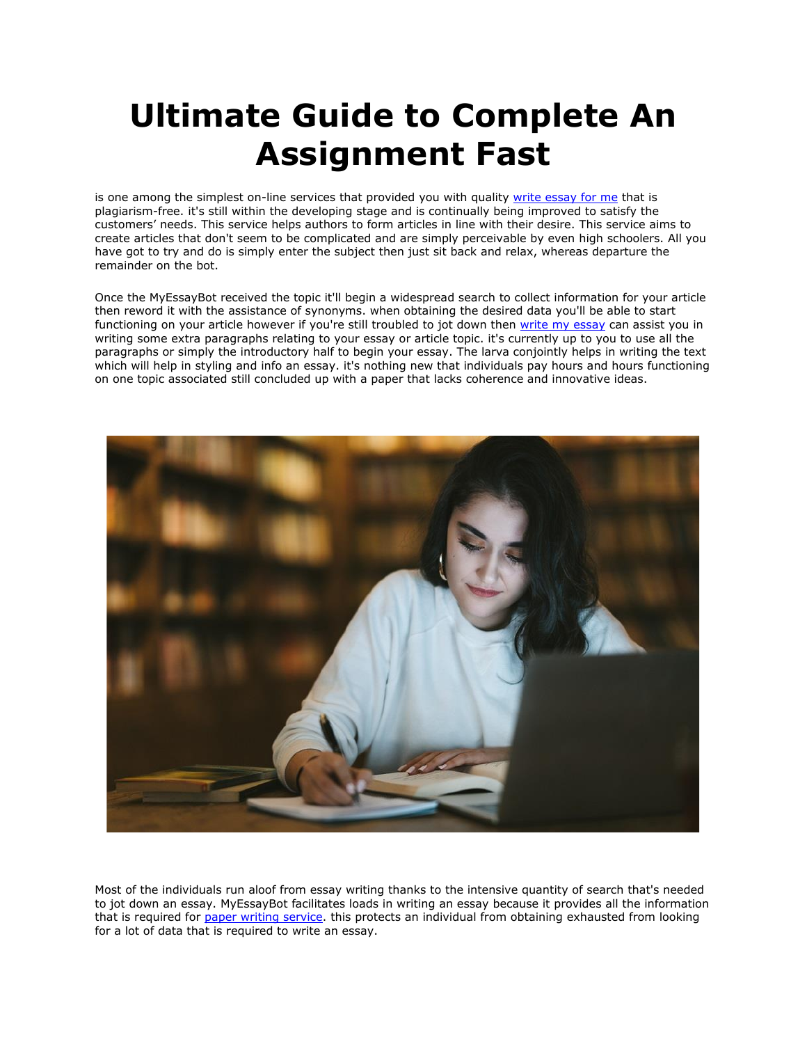# Ultimate Guide to Complete An Assignment Fast

is one among the simplest on-line services that provided you with quality [write essay for me]() that is plagiarism-free. it's still within the developing stage and is continually being improved to satisfy the customers' needs. This service helps authors to form articles in line with their desire. This service aims to create articles that don't seem to be complicated and are simply perceivable by even high schoolers. All you have got to try and do is simply enter the subject then just sit back and relax, whereas departure the remainder on the bot.

Once the MyEssayBot received the topic it'll begin a widespread search to collect information for your article then reword it with the assistance of synonyms. when obtaining the desired data you'll be able to start functioning on your article however if you're still troubled to jot down then [write my essay]() can assist you in writing some extra paragraphs relating to your essay or article topic. it's currently up to you to use all the paragraphs or simply the introductory half to begin your essay. The larva conjointly helps in writing the text which will help in styling and info an essay. it's nothing new that individuals pay hours and hours functioning on one topic associated still concluded up with a paper that lacks coherence and innovative ideas.

Most of the individuals run aloof from essay writing thanks to the intensive quantity of search that's needed to jot down an essay. MyEssayBot facilitates loads in writing an essay because it provides all the information that is required for [paper writing service](). this protects an individual from obtaining exhausted from looking for a lot of data that is required to write an essay.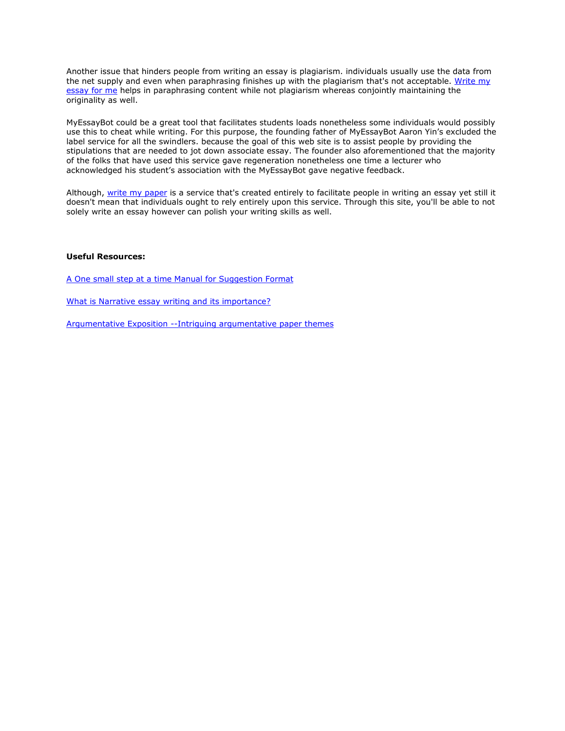Another issue that hinders people from writing an essay is plagiarism. individuals usually use the data from the net supply and even when paraphrasing finishes up with the plagiarism that's not acceptable. Write my essay for me helps in paraphrasing content while not plagiarism whereas conjointly maintaining the originality as well.

MyEssayBot could be a great tool that facilitates students loads nonetheless some individuals would possibly use this to cheat while writing. For this purpose, the founding father of MyEssayBot Aaron Yin's excluded the label service for all the swindlers. because the goal of this web site is to assist people by providing the stipulations that are needed to jot down associate essay. The founder also aforementioned that the majority of the folks that have used this service gave regeneration nonetheless one time a lecturer who acknowledged his student's association with the MyEssayBot gave negative feedback.

Although, write my paper is a service that's created entirely to facilitate people in writing an essay yet still it doesn't mean that individuals ought to rely entirely upon this service. Through this site, you'll be able to not solely write an essay however can polish your writing skills as well.

**Useful Resources:**

A One small step at a time Manual for Suggestion Format

What is Narrative essay writing and its importance?

Argumentative Exposition --Intriguing argumentative paper themes